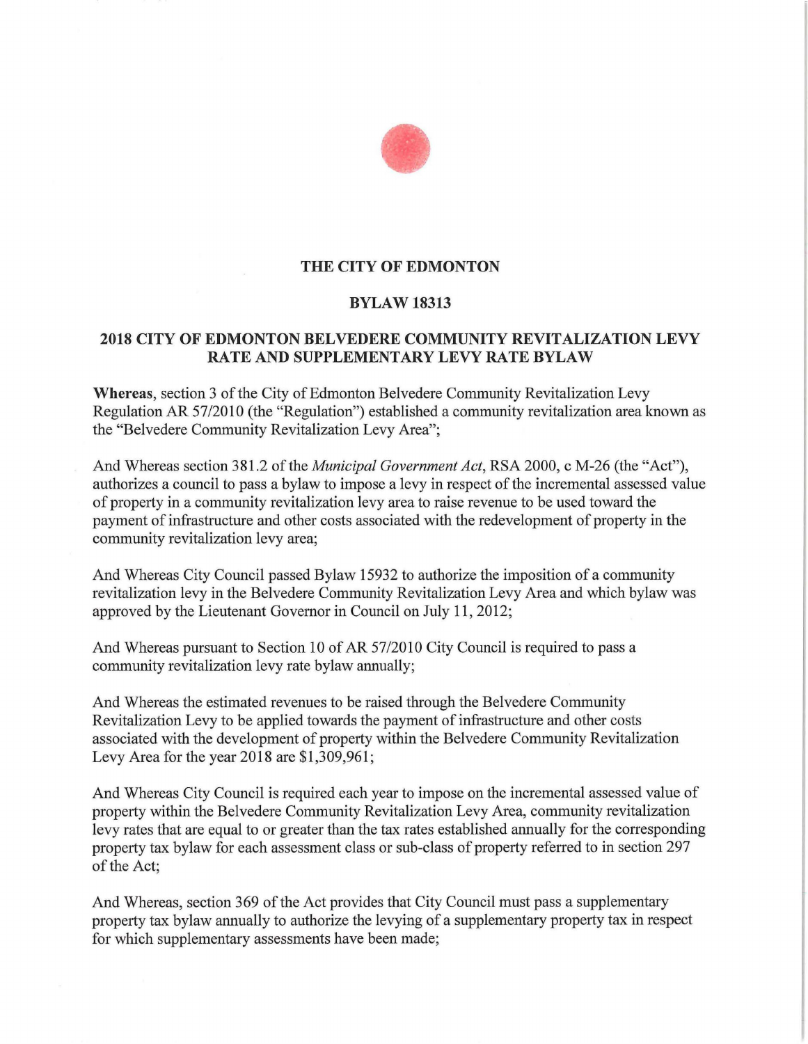# THE CITY OF EDMONTON

## BYLAW 18313

## 2018 CITY OF EDMONTON BELVEDERE COMMUNITY REVITALIZATION LEVY RATE AND SUPPLEMENTARY LEVY RATE BYLAW

**Whereas**, section 3 of the City of Edmonton Belvedere Community Revitalization Levy Regulation AR 57/2010 (the "Regulation") established a community revitalization area known as the "Belvedere Community Revitalization Levy Area";

And Whereas section 381.2 of the *Municipal Government Act*, RSA 2000, c M-26 (the "Act"), authorizes a council to pass a bylaw to impose a levy in respect of the incremental assessed value of property in a community revitalization levy area to raise revenue to be used toward the payment of infrastructure and other costs associated with the redevelopment of property in the community revitalization levy area;

And Whereas City Council passed Bylaw 15932 to authorize the imposition of a community revitalization levy in the Belvedere Community Revitalization Levy Area and which bylaw was approved by the Lieutenant Governor in Council on July 11, 2012;

And Whereas pursuant to Section 10 of AR 57/2010 City Council is required to pass a community revitalization levy rate bylaw annually;

And Whereas the estimated revenues to be raised through the Belvedere Community Revitalization Levy to be applied towards the payment of infrastructure and other costs associated with the development of property within the Belvedere Community Revitalization Levy Area for the year 2018 are $1,309,961;

And Whereas City Council is required each year to impose on the incremental assessed value of property within the Belvedere Community Revitalization Levy Area, community revitalization levy rates that are equal to or greater than the tax rates established annually for the corresponding property tax bylaw for each assessment class or sub-class of property referred to in section 297 of the Act;

And Whereas, section 369 of the Act provides that City Council must pass a supplementary property tax bylaw annually to authorize the levying of a supplementary property tax in respect for which supplementary assessments have been made;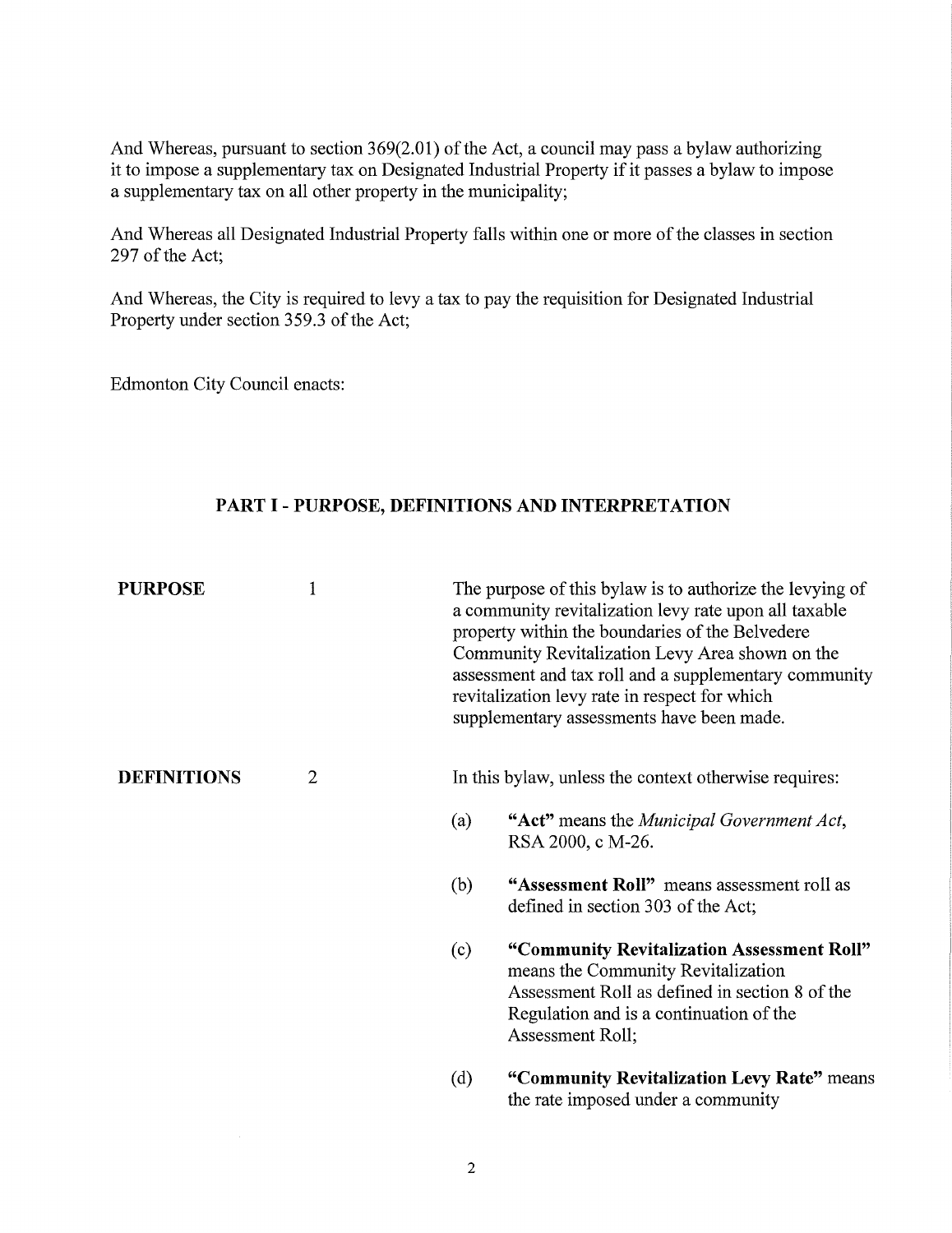And Whereas, pursuant to section 369(2.01) of the Act, a council may pass a bylaw authorizing it to impose a supplementary tax on Designated Industrial Property if it passes a bylaw to impose a supplementary tax on all other property in the municipality;

And Whereas all Designated Industrial Property falls within one or more of the classes in section 297 of the Act;

And Whereas, the City is required to levy a tax to pay the requisition for Designated Industrial Property under section 359.3 of the Act;

Edmonton City Council enacts:

## PART I - PURPOSE, DEFINITIONS AND INTERPRETATION

**PURPOSE** 1 The purpose of this bylaw is to authorize the levying of a community revitalization levy rate upon all taxable property within the boundaries of the Belvedere Community Revitalization Levy Area shown on the assessment and tax roll and a supplementary community revitalization levy rate in respect for which supplementary assessments have been made.

**DEFINITIONS** 2 In this bylaw, unless the context otherwise requires:

(a) **"Act"** means the *Municipal Government Act*, RSA 2000, c M-26.

(b) **"Assessment Roll"** means assessment roll as defined in section 303 of the Act;

(c) **"Community Revitalization Assessment Roll"** means the Community Revitalization Assessment Roll as defined in section 8 of the Regulation and is a continuation of the Assessment Roll;

(d) **"Community Revitalization Levy Rate"** means the rate imposed under a community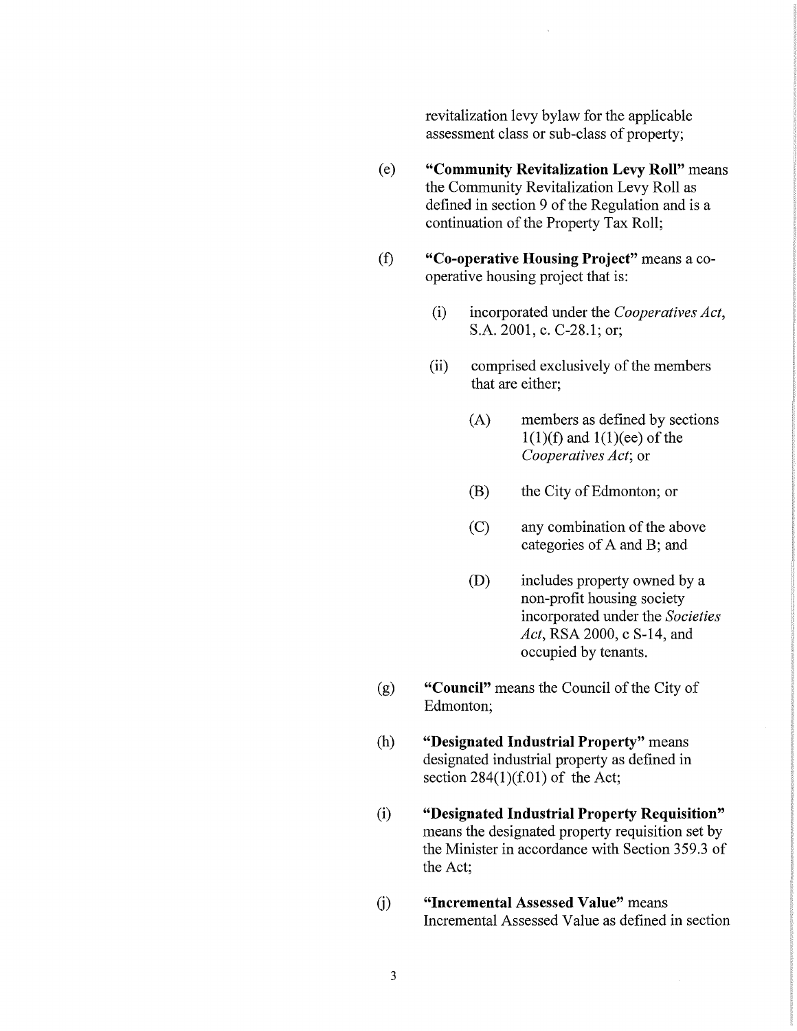revitalization levy bylaw for the applicable assessment class or sub-class of property;

(e) **"Community Revitalization Levy Roll"** means the Community Revitalization Levy Roll as defined in section 9 of the Regulation and is a continuation of the Property Tax Roll;

(f) **"Co-operative Housing Project"** means a co-operative housing project that is:

  (i) incorporated under the *Cooperatives Act*, S.A. 2001, c. C-28.1; or;

  (ii) comprised exclusively of the members that are either;

    (A) members as defined by sections 1(1)(f) and 1(1)(ee) of the *Cooperatives Act*; or

    (B) the City of Edmonton; or

    (C) any combination of the above categories of A and B; and

    (D) includes property owned by a non-profit housing society incorporated under the *Societies Act*, RSA 2000, c S-14, and occupied by tenants.

(g) **"Council"** means the Council of the City of Edmonton;

(h) **"Designated Industrial Property"** means designated industrial property as defined in section 284(1)(f.01) of the Act;

(i) **"Designated Industrial Property Requisition"** means the designated property requisition set by the Minister in accordance with Section 359.3 of the Act;

(j) **"Incremental Assessed Value"** means Incremental Assessed Value as defined in section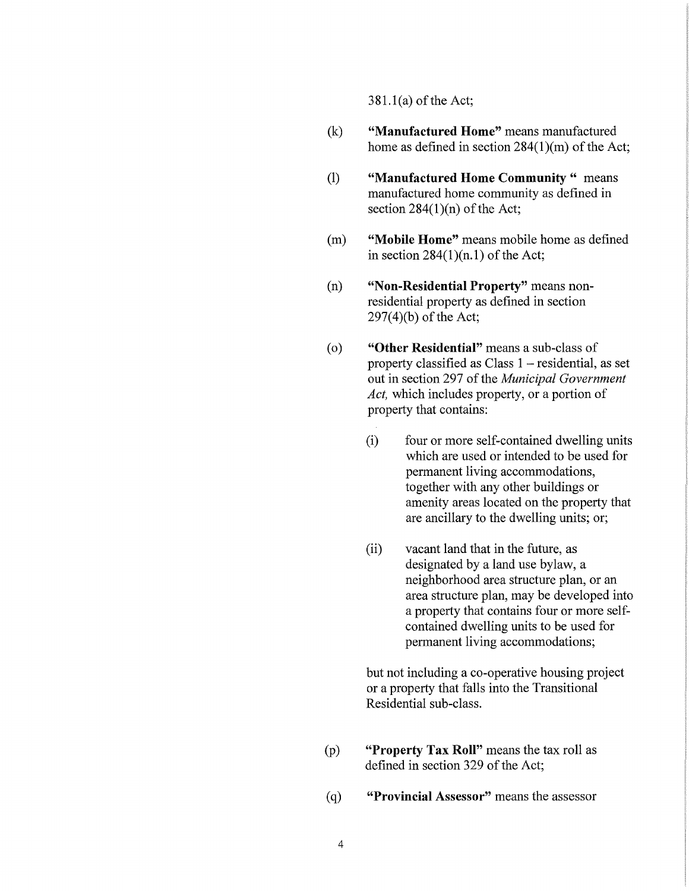381.1(a) of the Act;

(k) **"Manufactured Home"** means manufactured home as defined in section 284(1)(m) of the Act;

(l) **"Manufactured Home Community "** means manufactured home community as defined in section 284(1)(n) of the Act;

(m) **"Mobile Home"** means mobile home as defined in section 284(1)(n.1) of the Act;

(n) **"Non-Residential Property"** means non-residential property as defined in section 297(4)(b) of the Act;

(o) **"Other Residential"** means a sub-class of property classified as Class 1 – residential, as set out in section 297 of the *Municipal Government Act,* which includes property, or a portion of property that contains:

  (i) four or more self-contained dwelling units which are used or intended to be used for permanent living accommodations, together with any other buildings or amenity areas located on the property that are ancillary to the dwelling units; or;

  (ii) vacant land that in the future, as designated by a land use bylaw, a neighborhood area structure plan, or an area structure plan, may be developed into a property that contains four or more self-contained dwelling units to be used for permanent living accommodations;

  but not including a co-operative housing project or a property that falls into the Transitional Residential sub-class.

(p) **"Property Tax Roll"** means the tax roll as defined in section 329 of the Act;

(q) **"Provincial Assessor"** means the assessor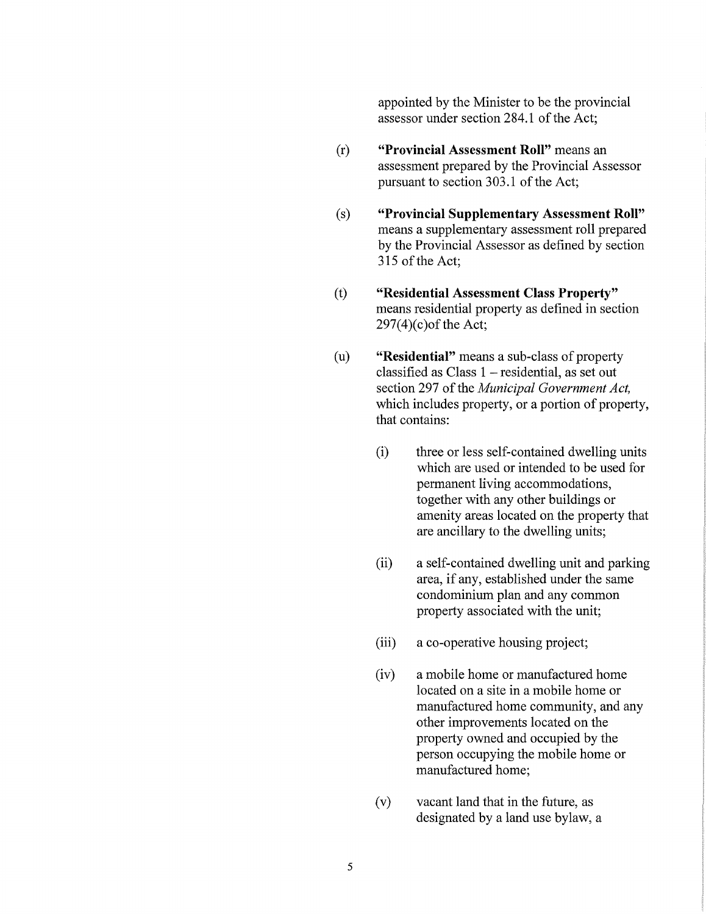appointed by the Minister to be the provincial assessor under section 284.1 of the Act;

(r) **"Provincial Assessment Roll"** means an assessment prepared by the Provincial Assessor pursuant to section 303.1 of the Act;

(s) **"Provincial Supplementary Assessment Roll"** means a supplementary assessment roll prepared by the Provincial Assessor as defined by section 315 of the Act;

(t) **"Residential Assessment Class Property"** means residential property as defined in section 297(4)(c)of the Act;

(u) **"Residential"** means a sub-class of property classified as Class 1 – residential, as set out section 297 of the *Municipal Government Act,* which includes property, or a portion of property, that contains:

- (i) three or less self-contained dwelling units which are used or intended to be used for permanent living accommodations, together with any other buildings or amenity areas located on the property that are ancillary to the dwelling units;

- (ii) a self-contained dwelling unit and parking area, if any, established under the same condominium plan and any common property associated with the unit;

- (iii) a co-operative housing project;

- (iv) a mobile home or manufactured home located on a site in a mobile home or manufactured home community, and any other improvements located on the property owned and occupied by the person occupying the mobile home or manufactured home;

- (v) vacant land that in the future, as designated by a land use bylaw, a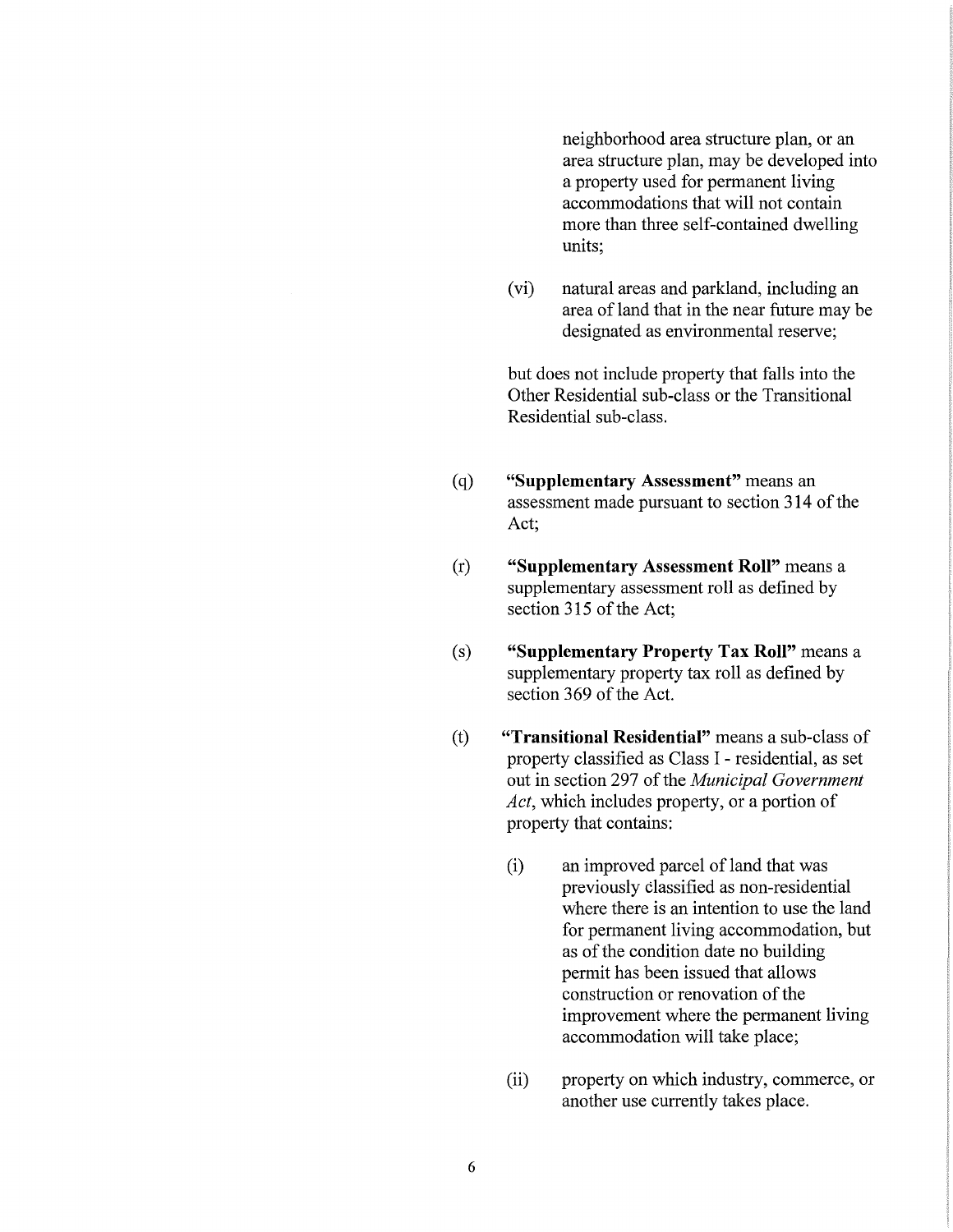neighborhood area structure plan, or an area structure plan, may be developed into a property used for permanent living accommodations that will not contain more than three self-contained dwelling units;

(vi) natural areas and parkland, including an area of land that in the near future may be designated as environmental reserve;

but does not include property that falls into the Other Residential sub-class or the Transitional Residential sub-class.

(q) **"Supplementary Assessment"** means an assessment made pursuant to section 314 of the Act;

(r) **"Supplementary Assessment Roll"** means a supplementary assessment roll as defined by section 315 of the Act;

(s) **"Supplementary Property Tax Roll"** means a supplementary property tax roll as defined by section 369 of the Act.

(t) **"Transitional Residential"** means a sub-class of property classified as Class I - residential, as set out in section 297 of the *Municipal Government Act*, which includes property, or a portion of property that contains:

(i) an improved parcel of land that was previously classified as non-residential where there is an intention to use the land for permanent living accommodation, but as of the condition date no building permit has been issued that allows construction or renovation of the improvement where the permanent living accommodation will take place;

(ii) property on which industry, commerce, or another use currently takes place.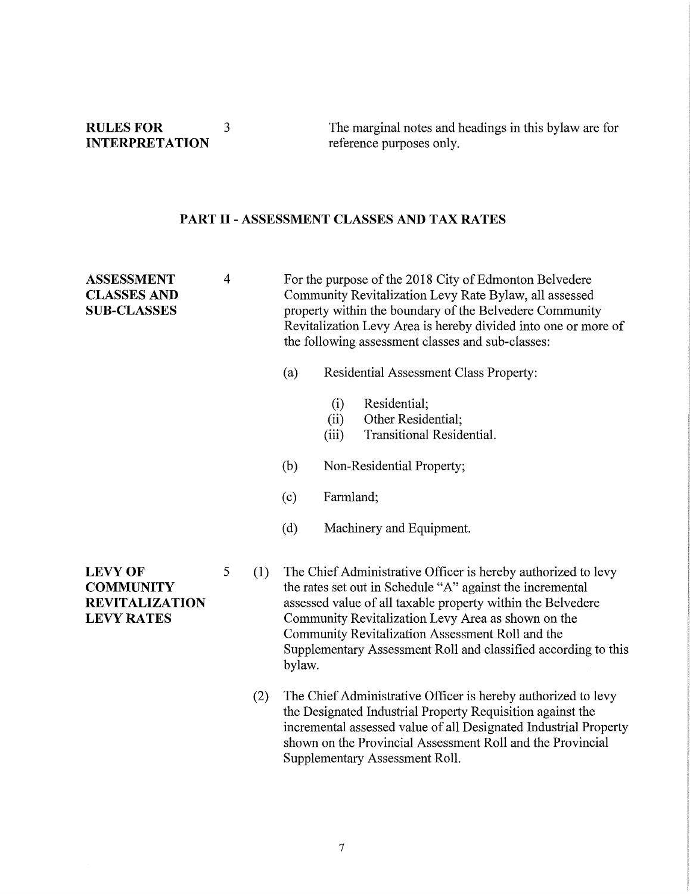**RULES FOR INTERPRETATION**

3 The marginal notes and headings in this bylaw are for reference purposes only.

## PART II - ASSESSMENT CLASSES AND TAX RATES

**ASSESSMENT CLASSES AND SUB-CLASSES**

4 For the purpose of the 2018 City of Edmonton Belvedere Community Revitalization Levy Rate Bylaw, all assessed property within the boundary of the Belvedere Community Revitalization Levy Area is hereby divided into one or more of the following assessment classes and sub-classes:

(a) Residential Assessment Class Property:

- (i) Residential;
- (ii) Other Residential;
- (iii) Transitional Residential.

(b) Non-Residential Property;

(c) Farmland;

(d) Machinery and Equipment.

**LEVY OF COMMUNITY REVITALIZATION LEVY RATES**

5 (1) The Chief Administrative Officer is hereby authorized to levy the rates set out in Schedule "A" against the incremental assessed value of all taxable property within the Belvedere Community Revitalization Levy Area as shown on the Community Revitalization Assessment Roll and the Supplementary Assessment Roll and classified according to this bylaw.

(2) The Chief Administrative Officer is hereby authorized to levy the Designated Industrial Property Requisition against the incremental assessed value of all Designated Industrial Property shown on the Provincial Assessment Roll and the Provincial Supplementary Assessment Roll.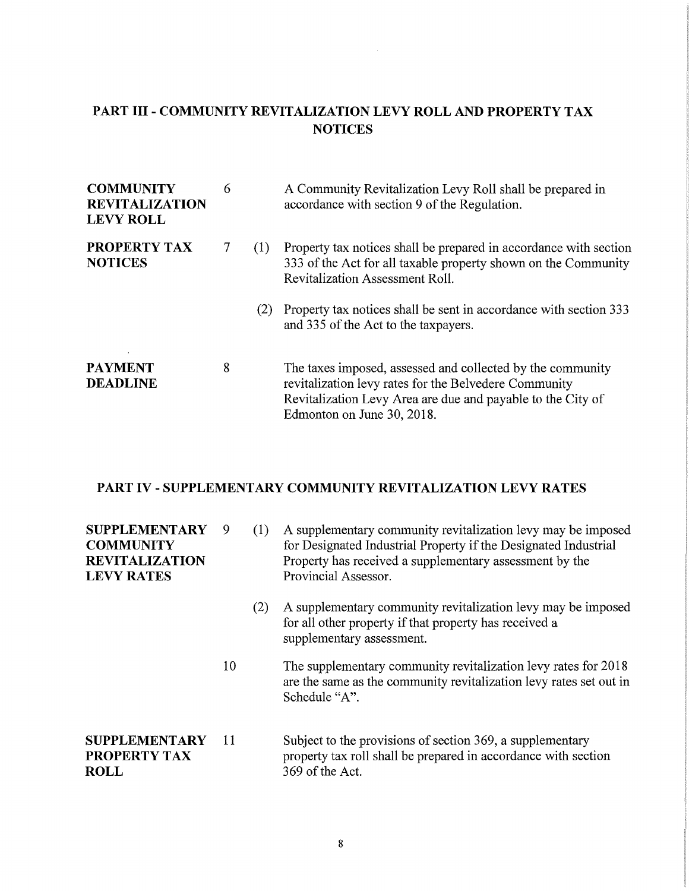## PART III - COMMUNITY REVITALIZATION LEVY ROLL AND PROPERTY TAX NOTICES

**COMMUNITY REVITALIZATION LEVY ROLL**

6 A Community Revitalization Levy Roll shall be prepared in accordance with section 9 of the Regulation.

**PROPERTY TAX NOTICES**

7 (1) Property tax notices shall be prepared in accordance with section 333 of the Act for all taxable property shown on the Community Revitalization Assessment Roll.

(2) Property tax notices shall be sent in accordance with section 333 and 335 of the Act to the taxpayers.

**PAYMENT DEADLINE**

8 The taxes imposed, assessed and collected by the community revitalization levy rates for the Belvedere Community Revitalization Levy Area are due and payable to the City of Edmonton on June 30, 2018.

## PART IV - SUPPLEMENTARY COMMUNITY REVITALIZATION LEVY RATES

**SUPPLEMENTARY COMMUNITY REVITALIZATION LEVY RATES**

9 (1) A supplementary community revitalization levy may be imposed for Designated Industrial Property if the Designated Industrial Property has received a supplementary assessment by the Provincial Assessor.

(2) A supplementary community revitalization levy may be imposed for all other property if that property has received a supplementary assessment.

10 The supplementary community revitalization levy rates for 2018 are the same as the community revitalization levy rates set out in Schedule "A".

**SUPPLEMENTARY PROPERTY TAX ROLL**

11 Subject to the provisions of section 369, a supplementary property tax roll shall be prepared in accordance with section 369 of the Act.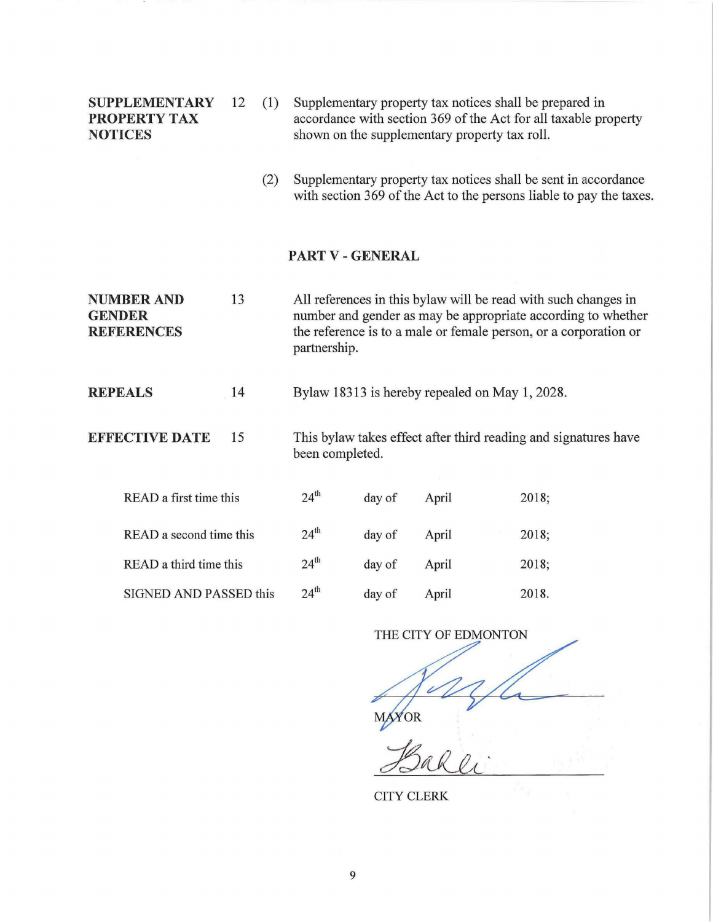**SUPPLEMENTARY PROPERTY TAX NOTICES**

12 (1) Supplementary property tax notices shall be prepared in accordance with section 369 of the Act for all taxable property shown on the supplementary property tax roll.

(2) Supplementary property tax notices shall be sent in accordance with section 369 of the Act to the persons liable to pay the taxes.

## PART V - GENERAL

**NUMBER AND GENDER REFERENCES**

13 All references in this bylaw will be read with such changes in number and gender as may be appropriate according to whether the reference is to a male or female person, or a corporation or partnership.

**REPEALS**

14 Bylaw 18313 is hereby repealed on May 1, 2028.

**EFFECTIVE DATE**

15 This bylaw takes effect after third reading and signatures have been completed.

| | | | | |
|---|---|---|---|---|
| READ a first time this | 24th | day of | April | 2018; |
| READ a second time this | 24th | day of | April | 2018; |
| READ a third time this | 24th | day of | April | 2018; |
| SIGNED AND PASSED this | 24th | day of | April | 2018. |

THE CITY OF EDMONTON

MAYOR

CITY CLERK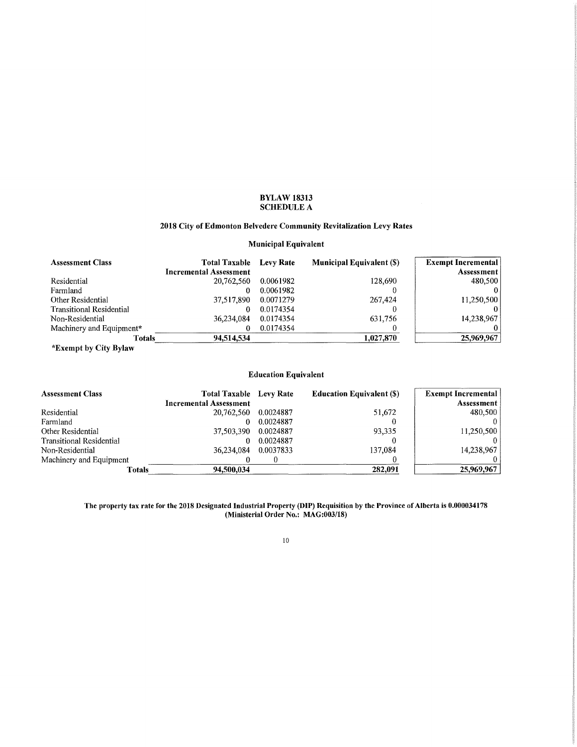# BYLAW 18313
## SCHEDULE A

### 2018 City of Edmonton Belvedere Community Revitalization Levy Rates

#### Municipal Equivalent

| Assessment Class | Total Taxable Incremental Assessment | Levy Rate | Municipal Equivalent ($) | Exempt Incremental Assessment |
|---|---|---|---|---|
| Residential | 20,762,560 | 0.0061982 | 128,690 | 480,500 |
| Farmland | 0 | 0.0061982 | 0 | 0 |
| Other Residential | 37,517,890 | 0.0071279 | 267,424 | 11,250,500 |
| Transitional Residential | 0 | 0.0174354 | 0 | 0 |
| Non-Residential | 36,234,084 | 0.0174354 | 631,756 | 14,238,967 |
| Machinery and Equipment* | 0 | 0.0174354 | 0 | 0 |
| **Totals** | **94,514,534** | | **1,027,870** | **25,969,967** |

**\*Exempt by City Bylaw**

#### Education Equivalent

| Assessment Class | Total Taxable Incremental Assessment | Levy Rate | Education Equivalent ($) | Exempt Incremental Assessment |
|---|---|---|---|---|
| Residential | 20,762,560 | 0.0024887 | 51,672 | 480,500 |
| Farmland | 0 | 0.0024887 | 0 | 0 |
| Other Residential | 37,503,390 | 0.0024887 | 93,335 | 11,250,500 |
| Transitional Residential | 0 | 0.0024887 | 0 | 0 |
| Non-Residential | 36,234,084 | 0.0037833 | 137,084 | 14,238,967 |
| Machinery and Equipment | 0 | 0 | 0 | 0 |
| **Totals** | **94,500,034** | | **282,091** | **25,969,967** |

**The property tax rate for the 2018 Designated Industrial Property (DIP) Requisition by the Province of Alberta is 0.000034178 (Ministerial Order No.: MAG:003/18)**